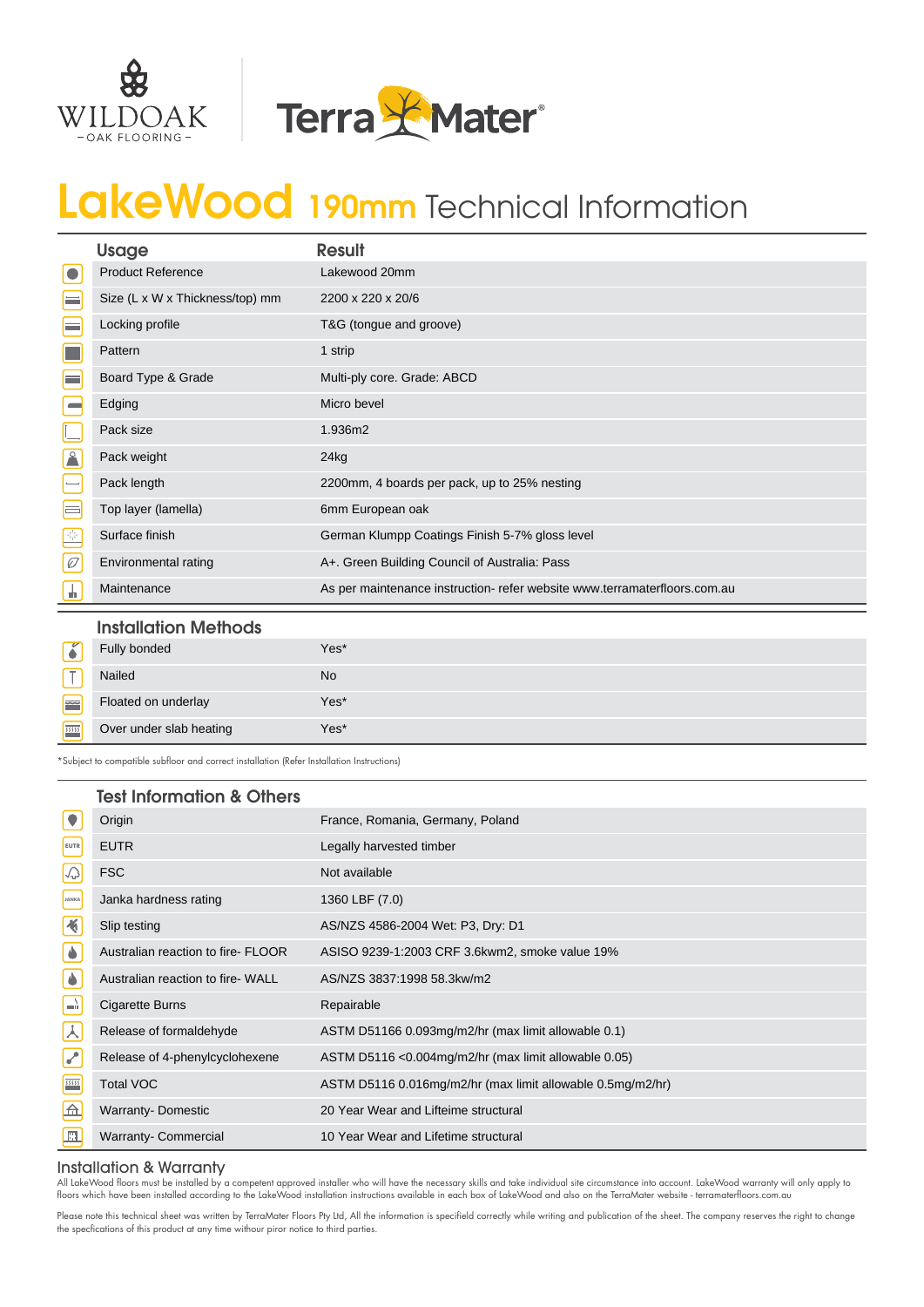WILDOAK
– OAK FLOORING –

TerraMater®

# LakeWood 190mm Technical Information

| Usage | Result |
|---|---|
| Product Reference | Lakewood 20mm |
| Size (L x W x Thickness/top) mm | 2200 x 220 x 20/6 |
| Locking profile | T&G (tongue and groove) |
| Pattern | 1 strip |
| Board Type & Grade | Multi-ply core. Grade: ABCD |
| Edging | Micro bevel |
| Pack size | 1.936m2 |
| Pack weight | 24kg |
| Pack length | 2200mm, 4 boards per pack, up to 25% nesting |
| Top layer (lamella) | 6mm European oak |
| Surface finish | German Klumpp Coatings Finish 5-7% gloss level |
| Environmental rating | A+. Green Building Council of Australia: Pass |
| Maintenance | As per maintenance instruction- refer website www.terramaterfloors.com.au |

## Installation Methods

| Installation Methods | |
|---|---|
| Fully bonded | Yes* |
| Nailed | No |
| Floated on underlay | Yes* |
| Over under slab heating | Yes* |

*Subject to compatible subfloor and correct installation (Refer Installation Instructions)

## Test Information & Others

| Test Information & Others | |
|---|---|
| Origin | France, Romania, Germany, Poland |
| EUTR | Legally harvested timber |
| FSC | Not available |
| Janka hardness rating | 1360 LBF (7.0) |
| Slip testing | AS/NZS 4586-2004 Wet: P3, Dry: D1 |
| Australian reaction to fire- FLOOR | ASISO 9239-1:2003 CRF 3.6kwm2, smoke value 19% |
| Australian reaction to fire- WALL | AS/NZS 3837:1998 58.3kw/m2 |
| Cigarette Burns | Repairable |
| Release of formaldehyde | ASTM D51166 0.093mg/m2/hr (max limit allowable 0.1) |
| Release of 4-phenylcyclohexene | ASTM D5116 <0.004mg/m2/hr (max limit allowable 0.05) |
| Total VOC | ASTM D5116 0.016mg/m2/hr (max limit allowable 0.5mg/m2/hr) |
| Warranty- Domestic | 20 Year Wear and Lifteime structural |
| Warranty- Commercial | 10 Year Wear and Lifetime structural |

## Installation & Warranty

All LakeWood floors must be installed by a competent approved installer who will have the necessary skills and take individual site circumstance into account. LakeWood warranty will only apply to floors which have been installed according to the LakeWood installation instructions available in each box of LakeWood and also on the TerraMater website - terramaterfloors.com.au

Please note this technical sheet was written by TerraMater Floors Pty Ltd, All the information is specifield correctly while writing and publication of the sheet. The company reserves the right to change the specfications of this product at any time withour piror notice to third parties.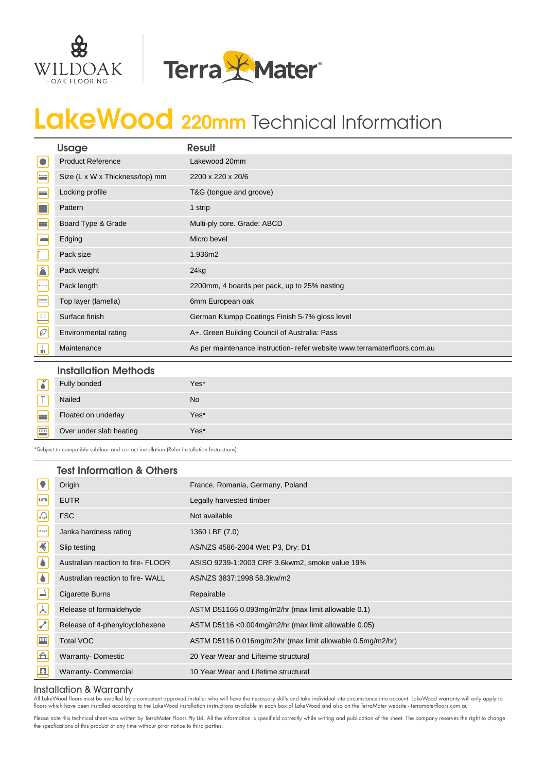# LakeWood 220mm Technical Information

| Usage | Result |
|---|---|
| Product Reference | Lakewood 20mm |
| Size (L x W x Thickness/top) mm | 2200 x 220 x 20/6 |
| Locking profile | T&G (tongue and groove) |
| Pattern | 1 strip |
| Board Type & Grade | Multi-ply core. Grade: ABCD |
| Edging | Micro bevel |
| Pack size | 1.936m2 |
| Pack weight | 24kg |
| Pack length | 2200mm, 4 boards per pack, up to 25% nesting |
| Top layer (lamella) | 6mm European oak |
| Surface finish | German Klumpp Coatings Finish 5-7% gloss level |
| Environmental rating | A+. Green Building Council of Australia: Pass |
| Maintenance | As per maintenance instruction- refer website www.terramaterfloors.com.au |

## Installation Methods

| | |
|---|---|
| Fully bonded | Yes* |
| Nailed | No |
| Floated on underlay | Yes* |
| Over under slab heating | Yes* |

*Subject to compatible subfloor and correct installation (Refer Installation Instructions)

## Test Information & Others

| | |
|---|---|
| Origin | France, Romania, Germany, Poland |
| EUTR | Legally harvested timber |
| FSC | Not available |
| Janka hardness rating | 1360 LBF (7.0) |
| Slip testing | AS/NZS 4586-2004 Wet: P3, Dry: D1 |
| Australian reaction to fire- FLOOR | ASISO 9239-1:2003 CRF 3.6kwm2, smoke value 19% |
| Australian reaction to fire- WALL | AS/NZS 3837:1998 58.3kw/m2 |
| Cigarette Burns | Repairable |
| Release of formaldehyde | ASTM D51166 0.093mg/m2/hr (max limit allowable 0.1) |
| Release of 4-phenylcyclohexene | ASTM D5116 <0.004mg/m2/hr (max limit allowable 0.05) |
| Total VOC | ASTM D5116 0.016mg/m2/hr (max limit allowable 0.5mg/m2/hr) |
| Warranty- Domestic | 20 Year Wear and Lifteime structural |
| Warranty- Commercial | 10 Year Wear and Lifetime structural |

## Installation & Warranty

All LakeWood floors must be installed by a competent approved installer who will have the necessary skills and take individual site circumstance into account. LakeWood warranty will only apply to floors which have been installed according to the LakeWood installation instructions available in each box of LakeWood and also on the TerraMater website - terramaterfloors.com.au

Please note this technical sheet was written by TerraMater Floors Pty Ltd, All the information is specifield correctly while writing and publication of the sheet. The company reserves the right to change the specfications of this product at any time withour piror notice to third parties.